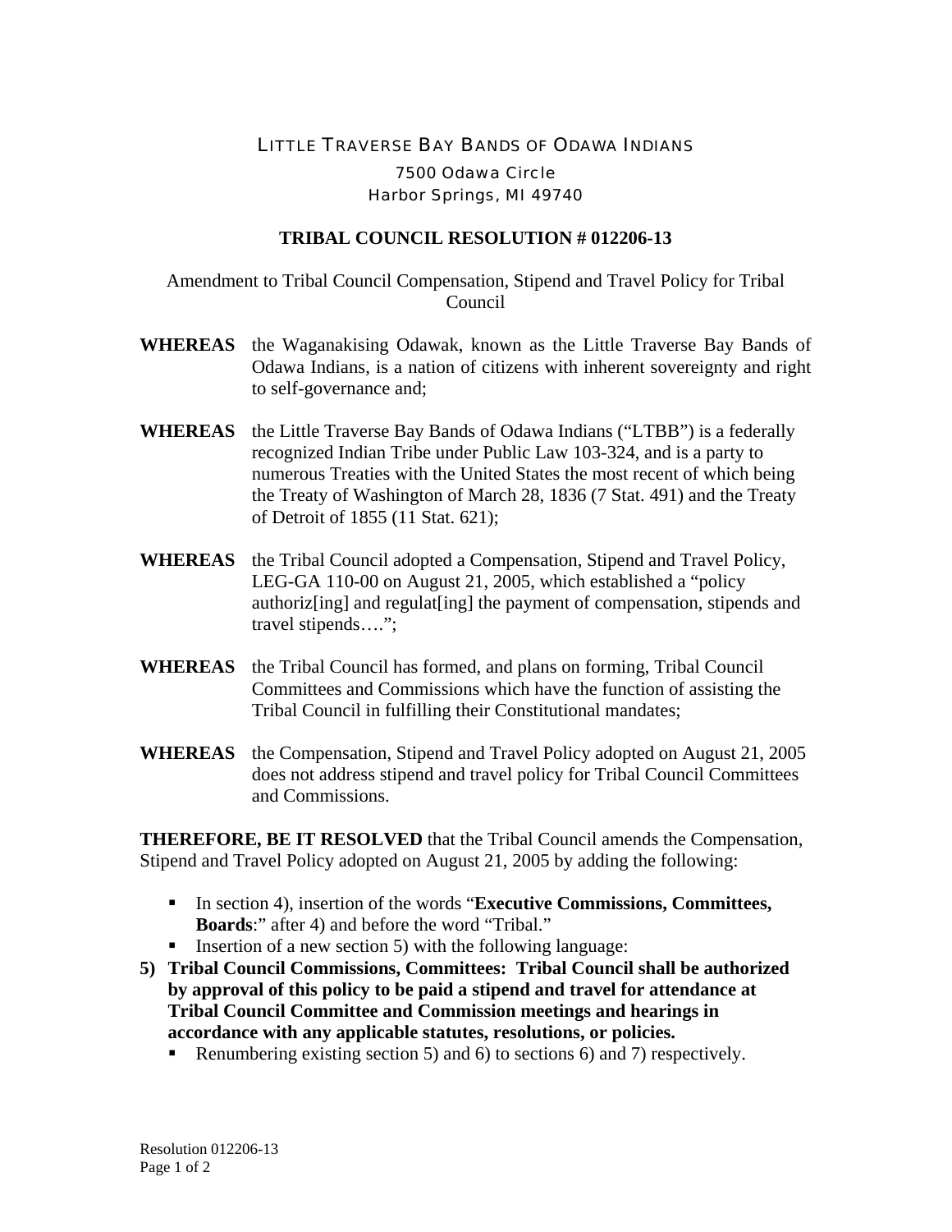LITTLE TRAVERSE BAY BANDS OF ODAWA INDIANS

7500 Odawa Circle
Harbor Springs, MI 49740

# TRIBAL COUNCIL RESOLUTION # 012206-13

Amendment to Tribal Council Compensation, Stipend and Travel Policy for Tribal Council

**WHEREAS** the Waganakising Odawak, known as the Little Traverse Bay Bands of Odawa Indians, is a nation of citizens with inherent sovereignty and right to self-governance and;

**WHEREAS** the Little Traverse Bay Bands of Odawa Indians ("LTBB") is a federally recognized Indian Tribe under Public Law 103-324, and is a party to numerous Treaties with the United States the most recent of which being the Treaty of Washington of March 28, 1836 (7 Stat. 491) and the Treaty of Detroit of 1855 (11 Stat. 621);

**WHEREAS** the Tribal Council adopted a Compensation, Stipend and Travel Policy, LEG-GA 110-00 on August 21, 2005, which established a "policy authoriz[ing] and regulat[ing] the payment of compensation, stipends and travel stipends….";

**WHEREAS** the Tribal Council has formed, and plans on forming, Tribal Council Committees and Commissions which have the function of assisting the Tribal Council in fulfilling their Constitutional mandates;

**WHEREAS** the Compensation, Stipend and Travel Policy adopted on August 21, 2005 does not address stipend and travel policy for Tribal Council Committees and Commissions.

**THEREFORE, BE IT RESOLVED** that the Tribal Council amends the Compensation, Stipend and Travel Policy adopted on August 21, 2005 by adding the following:

- In section 4), insertion of the words "**Executive Commissions, Committees, Boards**:" after 4) and before the word "Tribal."
- Insertion of a new section 5) with the following language:

**5) Tribal Council Commissions, Committees: Tribal Council shall be authorized by approval of this policy to be paid a stipend and travel for attendance at Tribal Council Committee and Commission meetings and hearings in accordance with any applicable statutes, resolutions, or policies.**

- Renumbering existing section 5) and 6) to sections 6) and 7) respectively.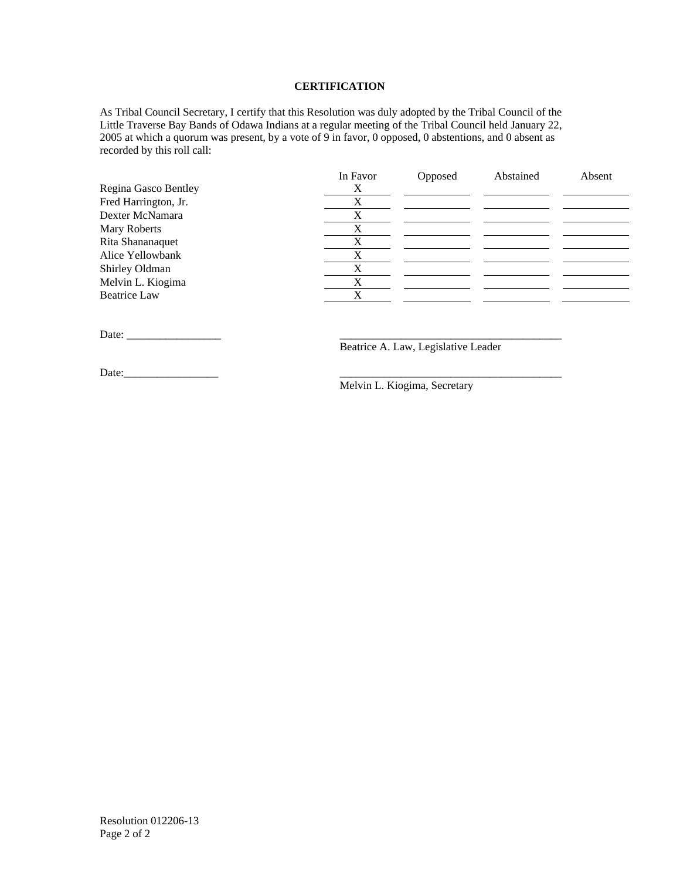**CERTIFICATION**

As Tribal Council Secretary, I certify that this Resolution was duly adopted by the Tribal Council of the Little Traverse Bay Bands of Odawa Indians at a regular meeting of the Tribal Council held January 22, 2005 at which a quorum was present, by a vote of 9 in favor, 0 opposed, 0 abstentions, and 0 absent as recorded by this roll call:

| | In Favor | Opposed | Abstained | Absent |
|---|---|---|---|---|
| Regina Gasco Bentley | X | | | |
| Fred Harrington, Jr. | X | | | |
| Dexter McNamara | X | | | |
| Mary Roberts | X | | | |
| Rita Shananaquet | X | | | |
| Alice Yellowbank | X | | | |
| Shirley Oldman | X | | | |
| Melvin L. Kiogima | X | | | |
| Beatrice Law | X | | | |

Date: _________________ _________________________________________
Beatrice A. Law, Legislative Leader

Date:_________________ _________________________________________
Melvin L. Kiogima, Secretary

Resolution 012206-13